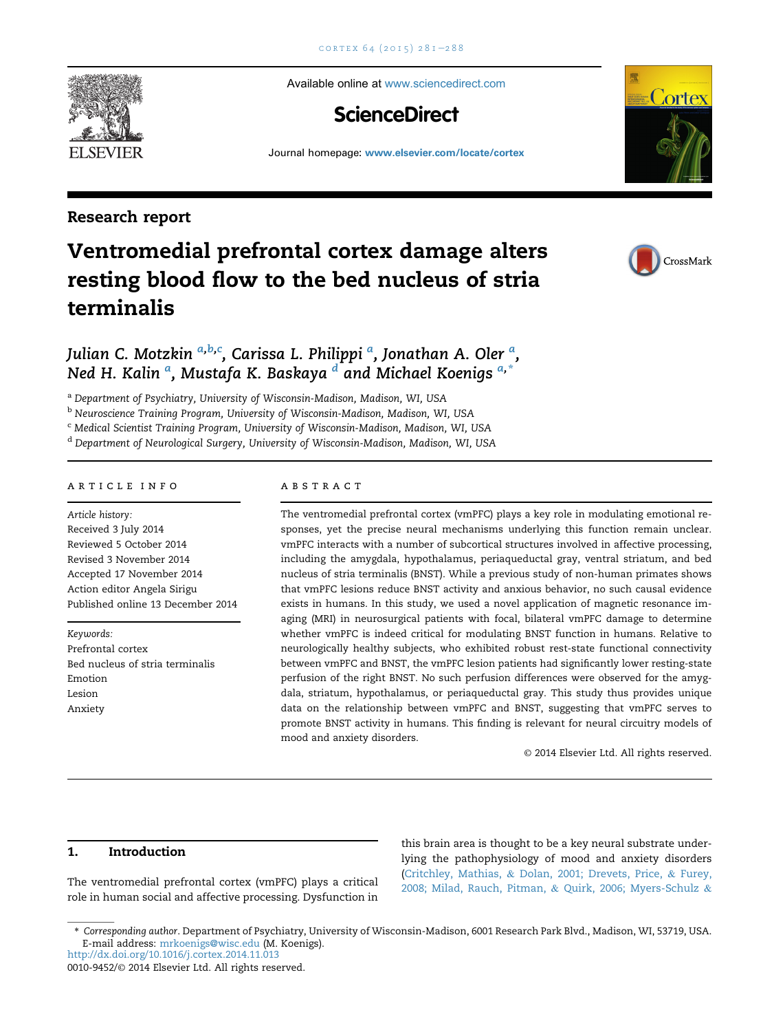Available online at www.sciencedirect.com

ScienceDirect

Journal homepage: www.elsevier.com/locate/cortex

Research report

# Ventromedial prefrontal cortex damage alters resting blood flow to the bed nucleus of stria terminalis

*Julian C. Motzkin* [a,b,c], *Carissa L. Philippi* [a], *Jonathan A. Oler* [a], *Ned H. Kalin* [a], *Mustafa K. Baskaya* [d] and *Michael Koenigs* [a,*]

[a] *Department of Psychiatry, University of Wisconsin-Madison, Madison, WI, USA*

[b] *Neuroscience Training Program, University of Wisconsin-Madison, Madison, WI, USA*

[c] *Medical Scientist Training Program, University of Wisconsin-Madison, Madison, WI, USA*

[d] *Department of Neurological Surgery, University of Wisconsin-Madison, Madison, WI, USA*

## ARTICLE INFO

*Article history:*
Received 3 July 2014
Reviewed 5 October 2014
Revised 3 November 2014
Accepted 17 November 2014
Action editor Angela Sirigu
Published online 13 December 2014

*Keywords:*
Prefrontal cortex
Bed nucleus of stria terminalis
Emotion
Lesion
Anxiety

## ABSTRACT

The ventromedial prefrontal cortex (vmPFC) plays a key role in modulating emotional responses, yet the precise neural mechanisms underlying this function remain unclear. vmPFC interacts with a number of subcortical structures involved in affective processing, including the amygdala, hypothalamus, periaqueductal gray, ventral striatum, and bed nucleus of stria terminalis (BNST). While a previous study of non-human primates shows that vmPFC lesions reduce BNST activity and anxious behavior, no such causal evidence exists in humans. In this study, we used a novel application of magnetic resonance imaging (MRI) in neurosurgical patients with focal, bilateral vmPFC damage to determine whether vmPFC is indeed critical for modulating BNST function in humans. Relative to neurologically healthy subjects, who exhibited robust rest-state functional connectivity between vmPFC and BNST, the vmPFC lesion patients had significantly lower resting-state perfusion of the right BNST. No such perfusion differences were observed for the amygdala, striatum, hypothalamus, or periaqueductal gray. This study thus provides unique data on the relationship between vmPFC and BNST, suggesting that vmPFC serves to promote BNST activity in humans. This finding is relevant for neural circuitry models of mood and anxiety disorders.

© 2014 Elsevier Ltd. All rights reserved.

## 1. Introduction

The ventromedial prefrontal cortex (vmPFC) plays a critical role in human social and affective processing. Dysfunction in this brain area is thought to be a key neural substrate underlying the pathophysiology of mood and anxiety disorders (Critchley, Mathias, & Dolan, 2001; Drevets, Price, & Furey, 2008; Milad, Rauch, Pitman, & Quirk, 2006; Myers-Schulz &

---

\* *Corresponding author*. Department of Psychiatry, University of Wisconsin-Madison, 6001 Research Park Blvd., Madison, WI, 53719, USA.
E-mail address: mrkoenigs@wisc.edu (M. Koenigs).
http://dx.doi.org/10.1016/j.cortex.2014.11.013
0010-9452/© 2014 Elsevier Ltd. All rights reserved.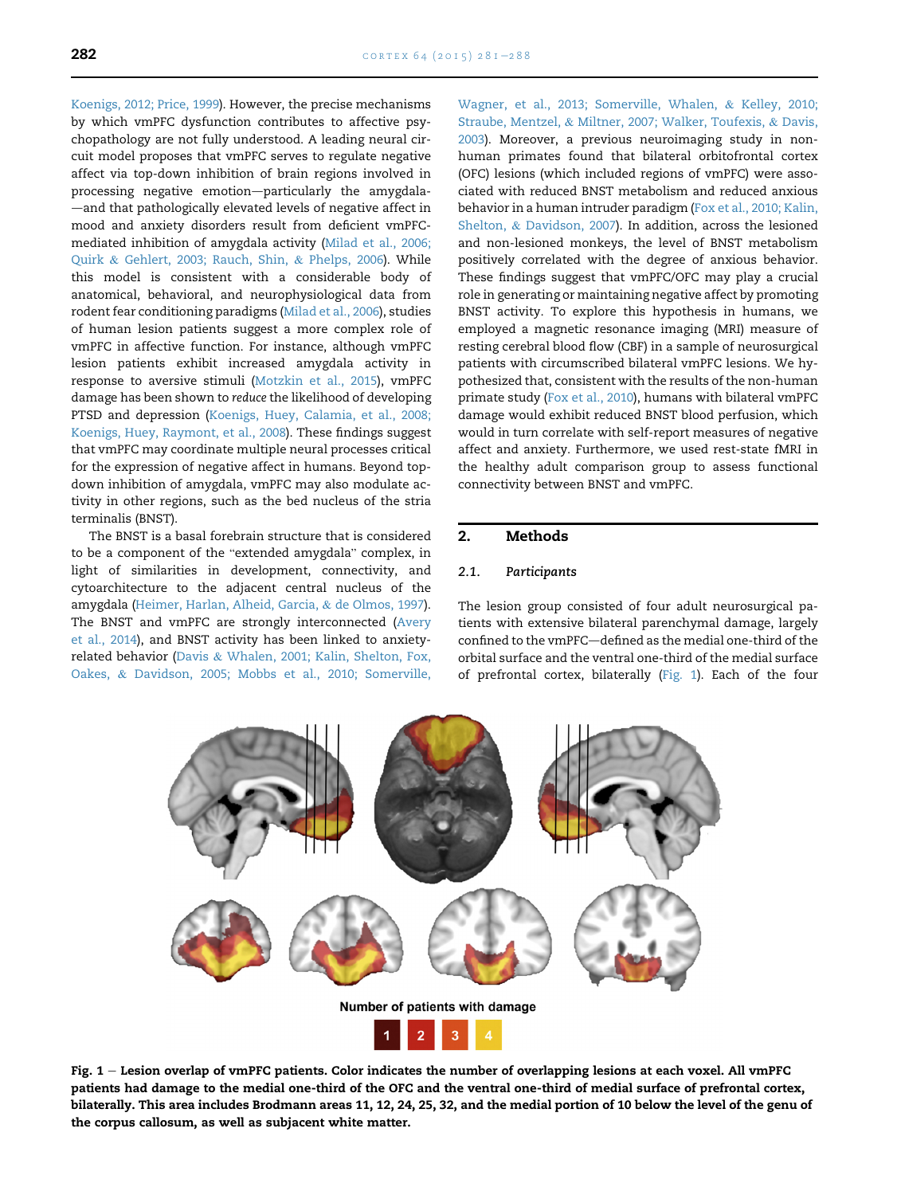Koenigs, 2012; Price, 1999). However, the precise mechanisms by which vmPFC dysfunction contributes to affective psychopathology are not fully understood. A leading neural circuit model proposes that vmPFC serves to regulate negative affect via top-down inhibition of brain regions involved in processing negative emotion—particularly the amygdala—and that pathologically elevated levels of negative affect in mood and anxiety disorders result from deficient vmPFC-mediated inhibition of amygdala activity (Milad et al., 2006; Quirk & Gehlert, 2003; Rauch, Shin, & Phelps, 2006). While this model is consistent with a considerable body of anatomical, behavioral, and neurophysiological data from rodent fear conditioning paradigms (Milad et al., 2006), studies of human lesion patients suggest a more complex role of vmPFC in affective function. For instance, although vmPFC lesion patients exhibit increased amygdala activity in response to aversive stimuli (Motzkin et al., 2015), vmPFC damage has been shown to *reduce* the likelihood of developing PTSD and depression (Koenigs, Huey, Calamia, et al., 2008; Koenigs, Huey, Raymont, et al., 2008). These findings suggest that vmPFC may coordinate multiple neural processes critical for the expression of negative affect in humans. Beyond top-down inhibition of amygdala, vmPFC may also modulate activity in other regions, such as the bed nucleus of the stria terminalis (BNST).

The BNST is a basal forebrain structure that is considered to be a component of the "extended amygdala" complex, in light of similarities in development, connectivity, and cytoarchitecture to the adjacent central nucleus of the amygdala (Heimer, Harlan, Alheid, Garcia, & de Olmos, 1997). The BNST and vmPFC are strongly interconnected (Avery et al., 2014), and BNST activity has been linked to anxiety-related behavior (Davis & Whalen, 2001; Kalin, Shelton, Fox, Oakes, & Davidson, 2005; Mobbs et al., 2010; Somerville, Wagner, et al., 2013; Somerville, Whalen, & Kelley, 2010; Straube, Mentzel, & Miltner, 2007; Walker, Toufexis, & Davis, 2003). Moreover, a previous neuroimaging study in non-human primates found that bilateral orbitofrontal cortex (OFC) lesions (which included regions of vmPFC) were associated with reduced BNST metabolism and reduced anxious behavior in a human intruder paradigm (Fox et al., 2010; Kalin, Shelton, & Davidson, 2007). In addition, across the lesioned and non-lesioned monkeys, the level of BNST metabolism positively correlated with the degree of anxious behavior. These findings suggest that vmPFC/OFC may play a crucial role in generating or maintaining negative affect by promoting BNST activity. To explore this hypothesis in humans, we employed a magnetic resonance imaging (MRI) measure of resting cerebral blood flow (CBF) in a sample of neurosurgical patients with circumscribed bilateral vmPFC lesions. We hypothesized that, consistent with the results of the non-human primate study (Fox et al., 2010), humans with bilateral vmPFC damage would exhibit reduced BNST blood perfusion, which would in turn correlate with self-report measures of negative affect and anxiety. Furthermore, we used rest-state fMRI in the healthy adult comparison group to assess functional connectivity between BNST and vmPFC.

## 2. Methods

### 2.1. Participants

The lesion group consisted of four adult neurosurgical patients with extensive bilateral parenchymal damage, largely confined to the vmPFC—defined as the medial one-third of the orbital surface and the ventral one-third of the medial surface of prefrontal cortex, bilaterally (Fig. 1). Each of the four

**Fig. 1 – Lesion overlap of vmPFC patients. Color indicates the number of overlapping lesions at each voxel. All vmPFC patients had damage to the medial one-third of the OFC and the ventral one-third of medial surface of prefrontal cortex, bilaterally. This area includes Brodmann areas 11, 12, 24, 25, 32, and the medial portion of 10 below the level of the genu of the corpus callosum, as well as subjacent white matter.**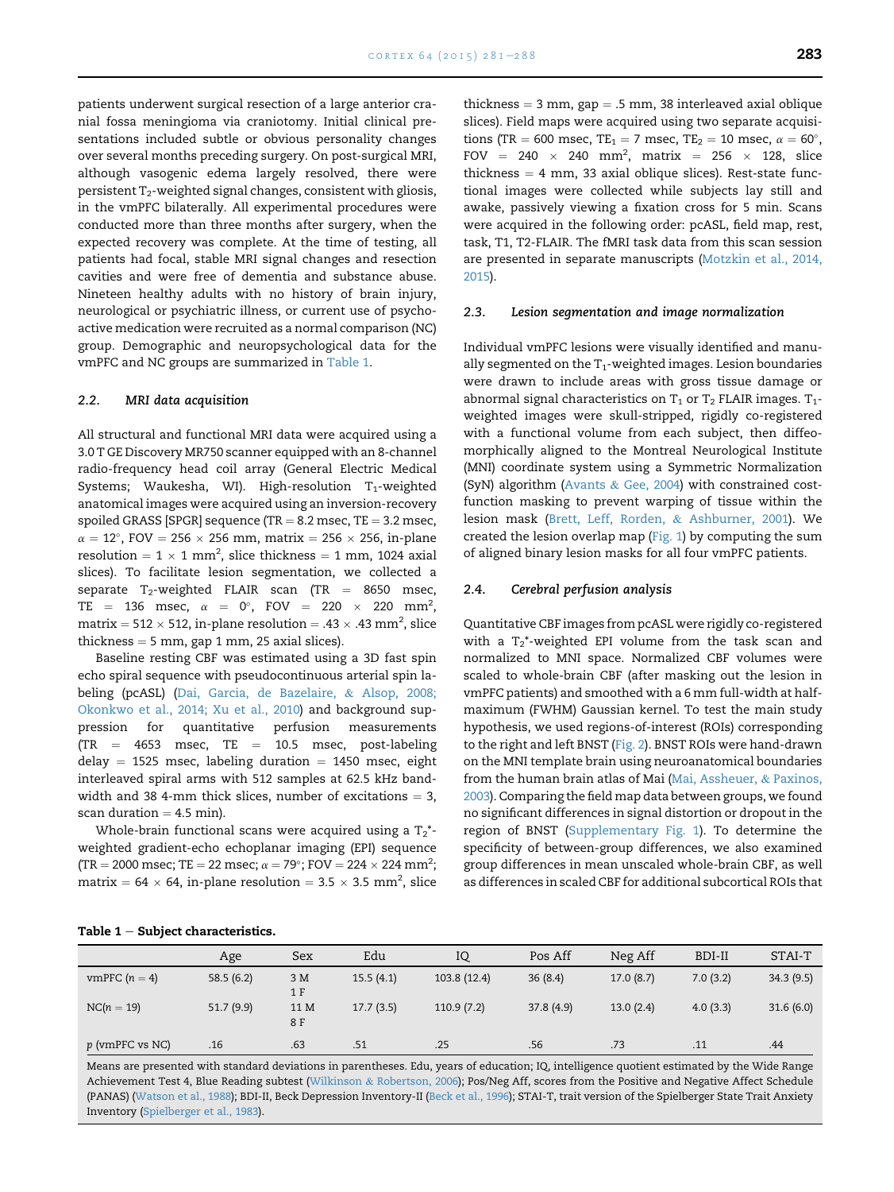patients underwent surgical resection of a large anterior cranial fossa meningioma via craniotomy. Initial clinical presentations included subtle or obvious personality changes over several months preceding surgery. On post-surgical MRI, although vasogenic edema largely resolved, there were persistent $T_2$-weighted signal changes, consistent with gliosis, in the vmPFC bilaterally. All experimental procedures were conducted more than three months after surgery, when the expected recovery was complete. At the time of testing, all patients had focal, stable MRI signal changes and resection cavities and were free of dementia and substance abuse. Nineteen healthy adults with no history of brain injury, neurological or psychiatric illness, or current use of psychoactive medication were recruited as a normal comparison (NC) group. Demographic and neuropsychological data for the vmPFC and NC groups are summarized in Table 1.

### 2.2. MRI data acquisition

All structural and functional MRI data were acquired using a 3.0 T GE Discovery MR750 scanner equipped with an 8-channel radio-frequency head coil array (General Electric Medical Systems; Waukesha, WI). High-resolution $T_1$-weighted anatomical images were acquired using an inversion-recovery spoiled GRASS [SPGR] sequence (TR = 8.2 msec, TE = 3.2 msec, $\alpha = 12°$, FOV = 256 × 256 mm, matrix = 256 × 256, in-plane resolution = 1 × 1 $mm^2$, slice thickness = 1 mm, 1024 axial slices). To facilitate lesion segmentation, we collected a separate $T_2$-weighted FLAIR scan (TR = 8650 msec, TE = 136 msec, $\alpha = 0°$, FOV = 220 × 220 $mm^2$, matrix = 512 × 512, in-plane resolution = .43 × .43 $mm^2$, slice thickness = 5 mm, gap 1 mm, 25 axial slices).

Baseline resting CBF was estimated using a 3D fast spin echo spiral sequence with pseudocontinuous arterial spin labeling (pcASL) (Dai, Garcia, de Bazelaire, & Alsop, 2008; Okonkwo et al., 2014; Xu et al., 2010) and background suppression for quantitative perfusion measurements (TR = 4653 msec, TE = 10.5 msec, post-labeling delay = 1525 msec, labeling duration = 1450 msec, eight interleaved spiral arms with 512 samples at 62.5 kHz bandwidth and 38 4-mm thick slices, number of excitations = 3, scan duration = 4.5 min).

Whole-brain functional scans were acquired using a $T_2$*-weighted gradient-echo echoplanar imaging (EPI) sequence (TR = 2000 msec; TE = 22 msec; $\alpha = 79°$; FOV = 224 × 224 $mm^2$; matrix = 64 × 64, in-plane resolution = 3.5 × 3.5 $mm^2$, slice thickness = 3 mm, gap = .5 mm, 38 interleaved axial oblique slices). Field maps were acquired using two separate acquisitions (TR = 600 msec, $TE_1$ = 7 msec, $TE_2$ = 10 msec, $\alpha = 60°$, FOV = 240 × 240 $mm^2$, matrix = 256 × 128, slice thickness = 4 mm, 33 axial oblique slices). Rest-state functional images were collected while subjects lay still and awake, passively viewing a fixation cross for 5 min. Scans were acquired in the following order: pcASL, field map, rest, task, T1, T2-FLAIR. The fMRI task data from this scan session are presented in separate manuscripts (Motzkin et al., 2014, 2015).

### 2.3. Lesion segmentation and image normalization

Individual vmPFC lesions were visually identified and manually segmented on the $T_1$-weighted images. Lesion boundaries were drawn to include areas with gross tissue damage or abnormal signal characteristics on $T_1$ or $T_2$ FLAIR images. $T_1$-weighted images were skull-stripped, rigidly co-registered with a functional volume from each subject, then diffeomorphically aligned to the Montreal Neurological Institute (MNI) coordinate system using a Symmetric Normalization (SyN) algorithm (Avants & Gee, 2004) with constrained cost-function masking to prevent warping of tissue within the lesion mask (Brett, Leff, Rorden, & Ashburner, 2001). We created the lesion overlap map (Fig. 1) by computing the sum of aligned binary lesion masks for all four vmPFC patients.

### 2.4. Cerebral perfusion analysis

Quantitative CBF images from pcASL were rigidly co-registered with a $T_2$*-weighted EPI volume from the task scan and normalized to MNI space. Normalized CBF volumes were scaled to whole-brain CBF (after masking out the lesion in vmPFC patients) and smoothed with a 6 mm full-width at half-maximum (FWHM) Gaussian kernel. To test the main study hypothesis, we used regions-of-interest (ROIs) corresponding to the right and left BNST (Fig. 2). BNST ROIs were hand-drawn on the MNI template brain using neuroanatomical boundaries from the human brain atlas of Mai (Mai, Assheuer, & Paxinos, 2003). Comparing the field map data between groups, we found no significant differences in signal distortion or dropout in the region of BNST (Supplementary Fig. 1). To determine the specificity of between-group differences, we also examined group differences in mean unscaled whole-brain CBF, as well as differences in scaled CBF for additional subcortical ROIs that

**Table 1 – Subject characteristics.**

| | Age | Sex | Edu | IQ | Pos Aff | Neg Aff | BDI-II | STAI-T |
|---|---|---|---|---|---|---|---|---|
| vmPFC ($n = 4$) | 58.5 (6.2) | 3 M 1 F | 15.5 (4.1) | 103.8 (12.4) | 36 (8.4) | 17.0 (8.7) | 7.0 (3.2) | 34.3 (9.5) |
| NC($n = 19$) | 51.7 (9.9) | 11 M 8 F | 17.7 (3.5) | 110.9 (7.2) | 37.8 (4.9) | 13.0 (2.4) | 4.0 (3.3) | 31.6 (6.0) |
| $p$ (vmPFC vs NC) | .16 | .63 | .51 | .25 | .56 | .73 | .11 | .44 |

Means are presented with standard deviations in parentheses. Edu, years of education; IQ, intelligence quotient estimated by the Wide Range Achievement Test 4, Blue Reading subtest (Wilkinson & Robertson, 2006); Pos/Neg Aff, scores from the Positive and Negative Affect Schedule (PANAS) (Watson et al., 1988); BDI-II, Beck Depression Inventory-II (Beck et al., 1996); STAI-T, trait version of the Spielberger State Trait Anxiety Inventory (Spielberger et al., 1983).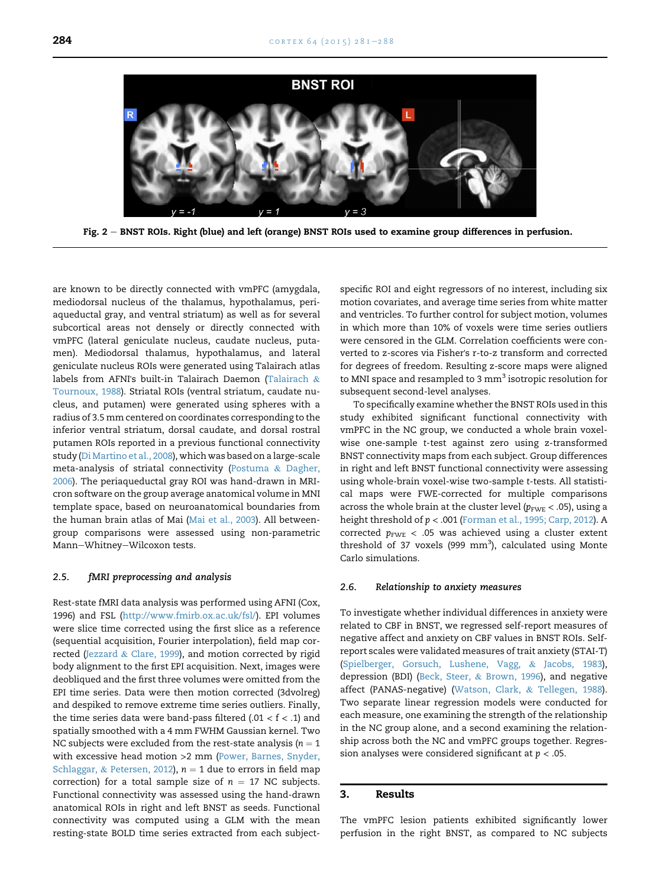Fig. 2 – BNST ROIs. Right (blue) and left (orange) BNST ROIs used to examine group differences in perfusion.

are known to be directly connected with vmPFC (amygdala, mediodorsal nucleus of the thalamus, hypothalamus, periaqueductal gray, and ventral striatum) as well as for several subcortical areas not densely or directly connected with vmPFC (lateral geniculate nucleus, caudate nucleus, putamen). Mediodorsal thalamus, hypothalamus, and lateral geniculate nucleus ROIs were generated using Talairach atlas labels from AFNI's built-in Talairach Daemon (Talairach & Tournoux, 1988). Striatal ROIs (ventral striatum, caudate nucleus, and putamen) were generated using spheres with a radius of 3.5 mm centered on coordinates corresponding to the inferior ventral striatum, dorsal caudate, and dorsal rostral putamen ROIs reported in a previous functional connectivity study (Di Martino et al., 2008), which was based on a large-scale meta-analysis of striatal connectivity (Postuma & Dagher, 2006). The periaqueductal gray ROI was hand-drawn in MRIcron software on the group average anatomical volume in MNI template space, based on neuroanatomical boundaries from the human brain atlas of Mai (Mai et al., 2003). All between-group comparisons were assessed using non-parametric Mann–Whitney–Wilcoxon tests.

### 2.5. fMRI preprocessing and analysis

Rest-state fMRI data analysis was performed using AFNI (Cox, 1996) and FSL (http://www.fmirb.ox.ac.uk/fsl/). EPI volumes were slice time corrected using the first slice as a reference (sequential acquisition, Fourier interpolation), field map corrected (Jezzard & Clare, 1999), and motion corrected by rigid body alignment to the first EPI acquisition. Next, images were deobliqued and the first three volumes were omitted from the EPI time series. Data were then motion corrected (3dvolreg) and despiked to remove extreme time series outliers. Finally, the time series data were band-pass filtered ($.01 < f < .1$) and spatially smoothed with a 4 mm FWHM Gaussian kernel. Two NC subjects were excluded from the rest-state analysis ($n = 1$ with excessive head motion >2 mm (Power, Barnes, Snyder, Schlaggar, & Petersen, 2012), $n = 1$ due to errors in field map correction) for a total sample size of $n = 17$ NC subjects. Functional connectivity was assessed using the hand-drawn anatomical ROIs in right and left BNST as seeds. Functional connectivity was computed using a GLM with the mean resting-state BOLD time series extracted from each subject-specific ROI and eight regressors of no interest, including six motion covariates, and average time series from white matter and ventricles. To further control for subject motion, volumes in which more than 10% of voxels were time series outliers were censored in the GLM. Correlation coefficients were converted to z-scores via Fisher's r-to-z transform and corrected for degrees of freedom. Resulting z-score maps were aligned to MNI space and resampled to 3 mm$^3$ isotropic resolution for subsequent second-level analyses.

To specifically examine whether the BNST ROIs used in this study exhibited significant functional connectivity with vmPFC in the NC group, we conducted a whole brain voxel-wise one-sample *t*-test against zero using z-transformed BNST connectivity maps from each subject. Group differences in right and left BNST functional connectivity were assessing using whole-brain voxel-wise two-sample *t*-tests. All statistical maps were FWE-corrected for multiple comparisons across the whole brain at the cluster level ($p_{FWE} < .05$), using a height threshold of $p < .001$ (Forman et al., 1995; Carp, 2012). A corrected $p_{FWE} < .05$ was achieved using a cluster extent threshold of 37 voxels (999 mm$^3$), calculated using Monte Carlo simulations.

### 2.6. Relationship to anxiety measures

To investigate whether individual differences in anxiety were related to CBF in BNST, we regressed self-report measures of negative affect and anxiety on CBF values in BNST ROIs. Self-report scales were validated measures of trait anxiety (STAI-T) (Spielberger, Gorsuch, Lushene, Vagg, & Jacobs, 1983), depression (BDI) (Beck, Steer, & Brown, 1996), and negative affect (PANAS-negative) (Watson, Clark, & Tellegen, 1988). Two separate linear regression models were conducted for each measure, one examining the strength of the relationship in the NC group alone, and a second examining the relationship across both the NC and vmPFC groups together. Regression analyses were considered significant at $p < .05$.

## 3. Results

The vmPFC lesion patients exhibited significantly lower perfusion in the right BNST, as compared to NC subjects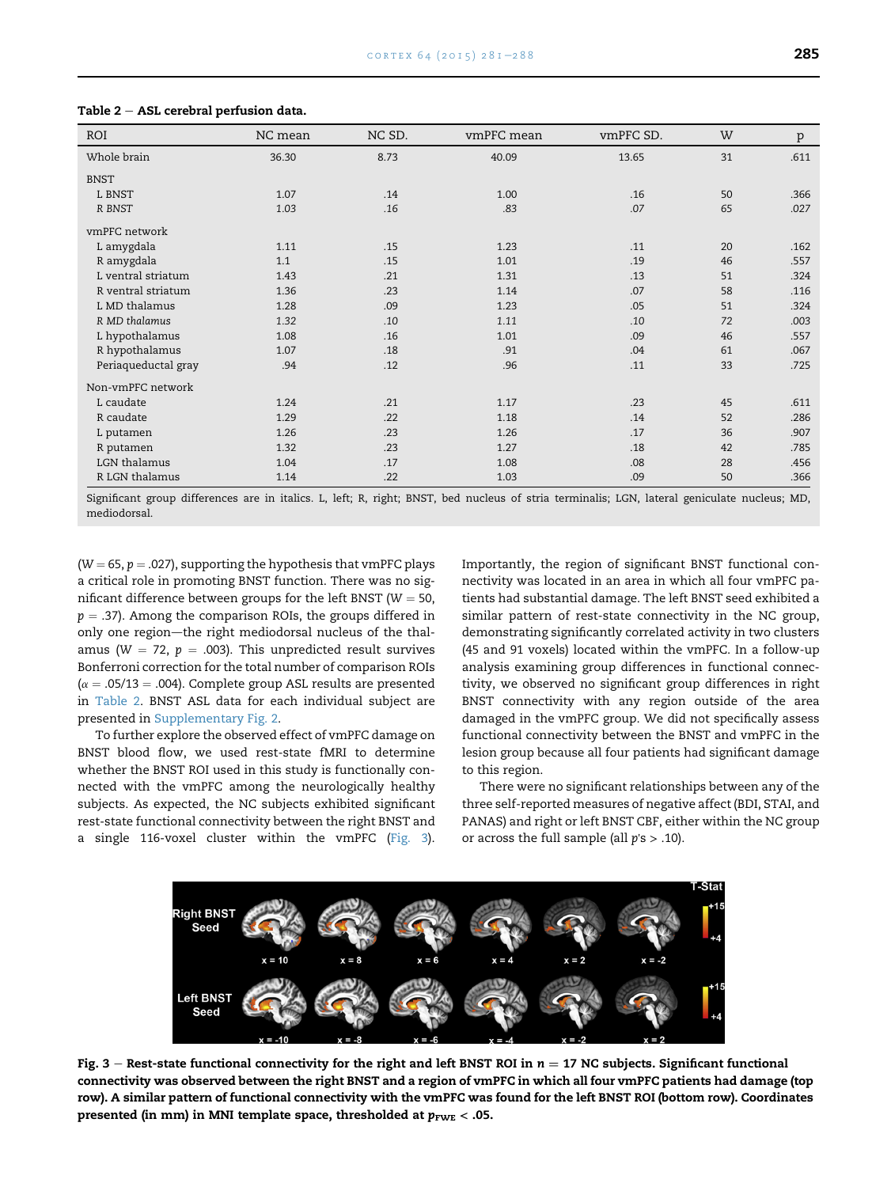**Table 2 – ASL cerebral perfusion data.**

| ROI | NC mean | NC SD. | vmPFC mean | vmPFC SD. | W | p |
|---|---|---|---|---|---|---|
| Whole brain | 36.30 | 8.73 | 40.09 | 13.65 | 31 | .611 |
| BNST | | | | | | |
| L BNST | 1.07 | .14 | 1.00 | .16 | 50 | .366 |
| *R BNST* | *1.03* | *.16* | *.83* | *.07* | *65* | *.027* |
| vmPFC network | | | | | | |
| L amygdala | 1.11 | .15 | 1.23 | .11 | 20 | .162 |
| R amygdala | 1.1 | .15 | 1.01 | .19 | 46 | .557 |
| L ventral striatum | 1.43 | .21 | 1.31 | .13 | 51 | .324 |
| R ventral striatum | 1.36 | .23 | 1.14 | .07 | 58 | .116 |
| L MD thalamus | 1.28 | .09 | 1.23 | .05 | 51 | .324 |
| *R MD thalamus* | *1.32* | *.10* | *1.11* | *.10* | *72* | *.003* |
| L hypothalamus | 1.08 | .16 | 1.01 | .09 | 46 | .557 |
| R hypothalamus | 1.07 | .18 | .91 | .04 | 61 | .067 |
| Periaqueductal gray | .94 | .12 | .96 | .11 | 33 | .725 |
| Non-vmPFC network | | | | | | |
| L caudate | 1.24 | .21 | 1.17 | .23 | 45 | .611 |
| R caudate | 1.29 | .22 | 1.18 | .14 | 52 | .286 |
| L putamen | 1.26 | .23 | 1.26 | .17 | 36 | .907 |
| R putamen | 1.32 | .23 | 1.27 | .18 | 42 | .785 |
| LGN thalamus | 1.04 | .17 | 1.08 | .08 | 28 | .456 |
| R LGN thalamus | 1.14 | .22 | 1.03 | .09 | 50 | .366 |

Significant group differences are in italics. L, left; R, right; BNST, bed nucleus of stria terminalis; LGN, lateral geniculate nucleus; MD, mediodorsal.

($W = 65$, $p = .027$), supporting the hypothesis that vmPFC plays a critical role in promoting BNST function. There was no significant difference between groups for the left BNST ($W = 50$, $p = .37$). Among the comparison ROIs, the groups differed in only one region—the right mediodorsal nucleus of the thalamus ($W = 72$, $p = .003$). This unpredicted result survives Bonferroni correction for the total number of comparison ROIs ($\alpha = .05/13 = .004$). Complete group ASL results are presented in Table 2. BNST ASL data for each individual subject are presented in Supplementary Fig. 2.

To further explore the observed effect of vmPFC damage on BNST blood flow, we used rest-state fMRI to determine whether the BNST ROI used in this study is functionally connected with the vmPFC among the neurologically healthy subjects. As expected, the NC subjects exhibited significant rest-state functional connectivity between the right BNST and a single 116-voxel cluster within the vmPFC (Fig. 3). Importantly, the region of significant BNST functional connectivity was located in an area in which all four vmPFC patients had substantial damage. The left BNST seed exhibited a similar pattern of rest-state connectivity in the NC group, demonstrating significantly correlated activity in two clusters (45 and 91 voxels) located within the vmPFC. In a follow-up analysis examining group differences in functional connectivity, we observed no significant group differences in right BNST connectivity with any region outside of the area damaged in the vmPFC group. We did not specifically assess functional connectivity between the BNST and vmPFC in the lesion group because all four patients had significant damage to this region.

There were no significant relationships between any of the three self-reported measures of negative affect (BDI, STAI, and PANAS) and right or left BNST CBF, either within the NC group or across the full sample (all $p$'s > .10).

**Fig. 3 – Rest-state functional connectivity for the right and left BNST ROI in $n = 17$ NC subjects. Significant functional connectivity was observed between the right BNST and a region of vmPFC in which all four vmPFC patients had damage (top row). A similar pattern of functional connectivity with the vmPFC was found for the left BNST ROI (bottom row). Coordinates presented (in mm) in MNI template space, thresholded at $p_{FWE} < .05$.**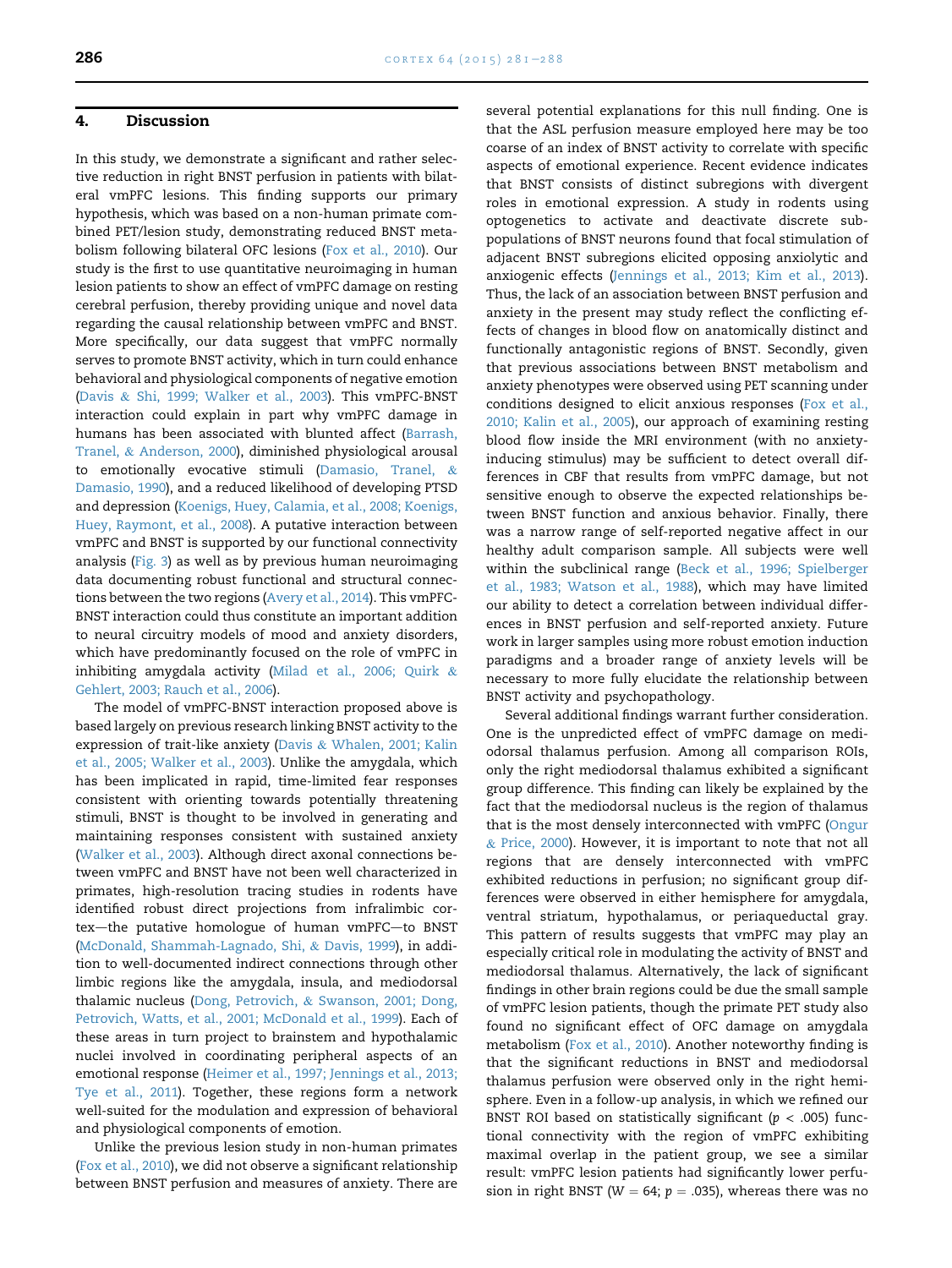## 4. Discussion

In this study, we demonstrate a significant and rather selective reduction in right BNST perfusion in patients with bilateral vmPFC lesions. This finding supports our primary hypothesis, which was based on a non-human primate combined PET/lesion study, demonstrating reduced BNST metabolism following bilateral OFC lesions (Fox et al., 2010). Our study is the first to use quantitative neuroimaging in human lesion patients to show an effect of vmPFC damage on resting cerebral perfusion, thereby providing unique and novel data regarding the causal relationship between vmPFC and BNST. More specifically, our data suggest that vmPFC normally serves to promote BNST activity, which in turn could enhance behavioral and physiological components of negative emotion (Davis & Shi, 1999; Walker et al., 2003). This vmPFC-BNST interaction could explain in part why vmPFC damage in humans has been associated with blunted affect (Barrash, Tranel, & Anderson, 2000), diminished physiological arousal to emotionally evocative stimuli (Damasio, Tranel, & Damasio, 1990), and a reduced likelihood of developing PTSD and depression (Koenigs, Huey, Calamia, et al., 2008; Koenigs, Huey, Raymont, et al., 2008). A putative interaction between vmPFC and BNST is supported by our functional connectivity analysis (Fig. 3) as well as by previous human neuroimaging data documenting robust functional and structural connections between the two regions (Avery et al., 2014). This vmPFC-BNST interaction could thus constitute an important addition to neural circuitry models of mood and anxiety disorders, which have predominantly focused on the role of vmPFC in inhibiting amygdala activity (Milad et al., 2006; Quirk & Gehlert, 2003; Rauch et al., 2006).

The model of vmPFC-BNST interaction proposed above is based largely on previous research linking BNST activity to the expression of trait-like anxiety (Davis & Whalen, 2001; Kalin et al., 2005; Walker et al., 2003). Unlike the amygdala, which has been implicated in rapid, time-limited fear responses consistent with orienting towards potentially threatening stimuli, BNST is thought to be involved in generating and maintaining responses consistent with sustained anxiety (Walker et al., 2003). Although direct axonal connections between vmPFC and BNST have not been well characterized in primates, high-resolution tracing studies in rodents have identified robust direct projections from infralimbic cortex—the putative homologue of human vmPFC—to BNST (McDonald, Shammah-Lagnado, Shi, & Davis, 1999), in addition to well-documented indirect connections through other limbic regions like the amygdala, insula, and mediodorsal thalamic nucleus (Dong, Petrovich, & Swanson, 2001; Dong, Petrovich, Watts, et al., 2001; McDonald et al., 1999). Each of these areas in turn project to brainstem and hypothalamic nuclei involved in coordinating peripheral aspects of an emotional response (Heimer et al., 1997; Jennings et al., 2013; Tye et al., 2011). Together, these regions form a network well-suited for the modulation and expression of behavioral and physiological components of emotion.

Unlike the previous lesion study in non-human primates (Fox et al., 2010), we did not observe a significant relationship between BNST perfusion and measures of anxiety. There are several potential explanations for this null finding. One is that the ASL perfusion measure employed here may be too coarse of an index of BNST activity to correlate with specific aspects of emotional experience. Recent evidence indicates that BNST consists of distinct subregions with divergent roles in emotional expression. A study in rodents using optogenetics to activate and deactivate discrete subpopulations of BNST neurons found that focal stimulation of adjacent BNST subregions elicited opposing anxiolytic and anxiogenic effects (Jennings et al., 2013; Kim et al., 2013). Thus, the lack of an association between BNST perfusion and anxiety in the present may study reflect the conflicting effects of changes in blood flow on anatomically distinct and functionally antagonistic regions of BNST. Secondly, given that previous associations between BNST metabolism and anxiety phenotypes were observed using PET scanning under conditions designed to elicit anxious responses (Fox et al., 2010; Kalin et al., 2005), our approach of examining resting blood flow inside the MRI environment (with no anxiety-inducing stimulus) may be sufficient to detect overall differences in CBF that results from vmPFC damage, but not sensitive enough to observe the expected relationships between BNST function and anxious behavior. Finally, there was a narrow range of self-reported negative affect in our healthy adult comparison sample. All subjects were well within the subclinical range (Beck et al., 1996; Spielberger et al., 1983; Watson et al., 1988), which may have limited our ability to detect a correlation between individual differences in BNST perfusion and self-reported anxiety. Future work in larger samples using more robust emotion induction paradigms and a broader range of anxiety levels will be necessary to more fully elucidate the relationship between BNST activity and psychopathology.

Several additional findings warrant further consideration. One is the unpredicted effect of vmPFC damage on mediodorsal thalamus perfusion. Among all comparison ROIs, only the right mediodorsal thalamus exhibited a significant group difference. This finding can likely be explained by the fact that the mediodorsal nucleus is the region of thalamus that is the most densely interconnected with vmPFC (Ongur & Price, 2000). However, it is important to note that not all regions that are densely interconnected with vmPFC exhibited reductions in perfusion; no significant group differences were observed in either hemisphere for amygdala, ventral striatum, hypothalamus, or periaqueductal gray. This pattern of results suggests that vmPFC may play an especially critical role in modulating the activity of BNST and mediodorsal thalamus. Alternatively, the lack of significant findings in other brain regions could be due the small sample of vmPFC lesion patients, though the primate PET study also found no significant effect of OFC damage on amygdala metabolism (Fox et al., 2010). Another noteworthy finding is that the significant reductions in BNST and mediodorsal thalamus perfusion were observed only in the right hemisphere. Even in a follow-up analysis, in which we refined our BNST ROI based on statistically significant ($p < .005$) functional connectivity with the region of vmPFC exhibiting maximal overlap in the patient group, we see a similar result: vmPFC lesion patients had significantly lower perfusion in right BNST ($W = 64$; $p = .035$), whereas there was no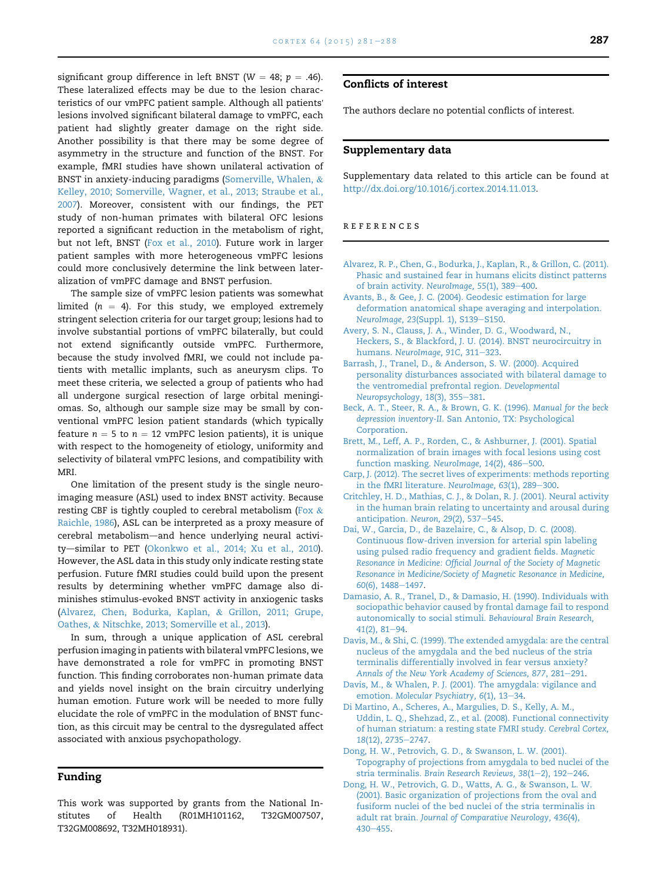significant group difference in left BNST ($W = 48$; $p = .46$). These lateralized effects may be due to the lesion characteristics of our vmPFC patient sample. Although all patients' lesions involved significant bilateral damage to vmPFC, each patient had slightly greater damage on the right side. Another possibility is that there may be some degree of asymmetry in the structure and function of the BNST. For example, fMRI studies have shown unilateral activation of BNST in anxiety-inducing paradigms (Somerville, Whalen, & Kelley, 2010; Somerville, Wagner, et al., 2013; Straube et al., 2007). Moreover, consistent with our findings, the PET study of non-human primates with bilateral OFC lesions reported a significant reduction in the metabolism of right, but not left, BNST (Fox et al., 2010). Future work in larger patient samples with more heterogeneous vmPFC lesions could more conclusively determine the link between lateralization of vmPFC damage and BNST perfusion.

The sample size of vmPFC lesion patients was somewhat limited ($n = 4$). For this study, we employed extremely stringent selection criteria for our target group; lesions had to involve substantial portions of vmPFC bilaterally, but could not extend significantly outside vmPFC. Furthermore, because the study involved fMRI, we could not include patients with metallic implants, such as aneurysm clips. To meet these criteria, we selected a group of patients who had all undergone surgical resection of large orbital meningiomas. So, although our sample size may be small by conventional vmPFC lesion patient standards (which typically feature $n = 5$ to $n = 12$ vmPFC lesion patients), it is unique with respect to the homogeneity of etiology, uniformity and selectivity of bilateral vmPFC lesions, and compatibility with MRI.

One limitation of the present study is the single neuroimaging measure (ASL) used to index BNST activity. Because resting CBF is tightly coupled to cerebral metabolism (Fox & Raichle, 1986), ASL can be interpreted as a proxy measure of cerebral metabolism—and hence underlying neural activity—similar to PET (Okonkwo et al., 2014; Xu et al., 2010). However, the ASL data in this study only indicate resting state perfusion. Future fMRI studies could build upon the present results by determining whether vmPFC damage also diminishes stimulus-evoked BNST activity in anxiogenic tasks (Alvarez, Chen, Bodurka, Kaplan, & Grillon, 2011; Grupe, Oathes, & Nitschke, 2013; Somerville et al., 2013).

In sum, through a unique application of ASL cerebral perfusion imaging in patients with bilateral vmPFC lesions, we have demonstrated a role for vmPFC in promoting BNST function. This finding corroborates non-human primate data and yields novel insight on the brain circuitry underlying human emotion. Future work will be needed to more fully elucidate the role of vmPFC in the modulation of BNST function, as this circuit may be central to the dysregulated affect associated with anxious psychopathology.

## Funding

This work was supported by grants from the National Institutes of Health (R01MH101162, T32GM007507, T32GM008692, T32MH018931).

## Conflicts of interest

The authors declare no potential conflicts of interest.

## Supplementary data

Supplementary data related to this article can be found at http://dx.doi.org/10.1016/j.cortex.2014.11.013.

## References

Alvarez, R. P., Chen, G., Bodurka, J., Kaplan, R., & Grillon, C. (2011). Phasic and sustained fear in humans elicits distinct patterns of brain activity. *NeuroImage, 55*(1), 389–400.

Avants, B., & Gee, J. C. (2004). Geodesic estimation for large deformation anatomical shape averaging and interpolation. *NeuroImage, 23*(Suppl. 1), S139–S150.

Avery, S. N., Clauss, J. A., Winder, D. G., Woodward, N., Heckers, S., & Blackford, J. U. (2014). BNST neurocircuitry in humans. *NeuroImage, 91C*, 311–323.

Barrash, J., Tranel, D., & Anderson, S. W. (2000). Acquired personality disturbances associated with bilateral damage to the ventromedial prefrontal region. *Developmental Neuropsychology, 18*(3), 355–381.

Beck, A. T., Steer, R. A., & Brown, G. K. (1996). *Manual for the beck depression inventory-II.* San Antonio, TX: Psychological Corporation.

Brett, M., Leff, A. P., Rorden, C., & Ashburner, J. (2001). Spatial normalization of brain images with focal lesions using cost function masking. *NeuroImage, 14*(2), 486–500.

Carp, J. (2012). The secret lives of experiments: methods reporting in the fMRI literature. *NeuroImage, 63*(1), 289–300.

Critchley, H. D., Mathias, C. J., & Dolan, R. J. (2001). Neural activity in the human brain relating to uncertainty and arousal during anticipation. *Neuron, 29*(2), 537–545.

Dai, W., Garcia, D., de Bazelaire, C., & Alsop, D. C. (2008). Continuous flow-driven inversion for arterial spin labeling using pulsed radio frequency and gradient fields. *Magnetic Resonance in Medicine: Official Journal of the Society of Magnetic Resonance in Medicine/Society of Magnetic Resonance in Medicine, 60*(6), 1488–1497.

Damasio, A. R., Tranel, D., & Damasio, H. (1990). Individuals with sociopathic behavior caused by frontal damage fail to respond autonomically to social stimuli. *Behavioural Brain Research, 41*(2), 81–94.

Davis, M., & Shi, C. (1999). The extended amygdala: are the central nucleus of the amygdala and the bed nucleus of the stria terminalis differentially involved in fear versus anxiety? *Annals of the New York Academy of Sciences, 877*, 281–291.

Davis, M., & Whalen, P. J. (2001). The amygdala: vigilance and emotion. *Molecular Psychiatry, 6*(1), 13–34.

Di Martino, A., Scheres, A., Margulies, D. S., Kelly, A. M., Uddin, L. Q., Shehzad, Z., et al. (2008). Functional connectivity of human striatum: a resting state FMRI study. *Cerebral Cortex, 18*(12), 2735–2747.

Dong, H. W., Petrovich, G. D., & Swanson, L. W. (2001). Topography of projections from amygdala to bed nuclei of the stria terminalis. *Brain Research Reviews, 38*(1–2), 192–246.

Dong, H. W., Petrovich, G. D., Watts, A. G., & Swanson, L. W. (2001). Basic organization of projections from the oval and fusiform nuclei of the bed nuclei of the stria terminalis in adult rat brain. *Journal of Comparative Neurology, 436*(4), 430–455.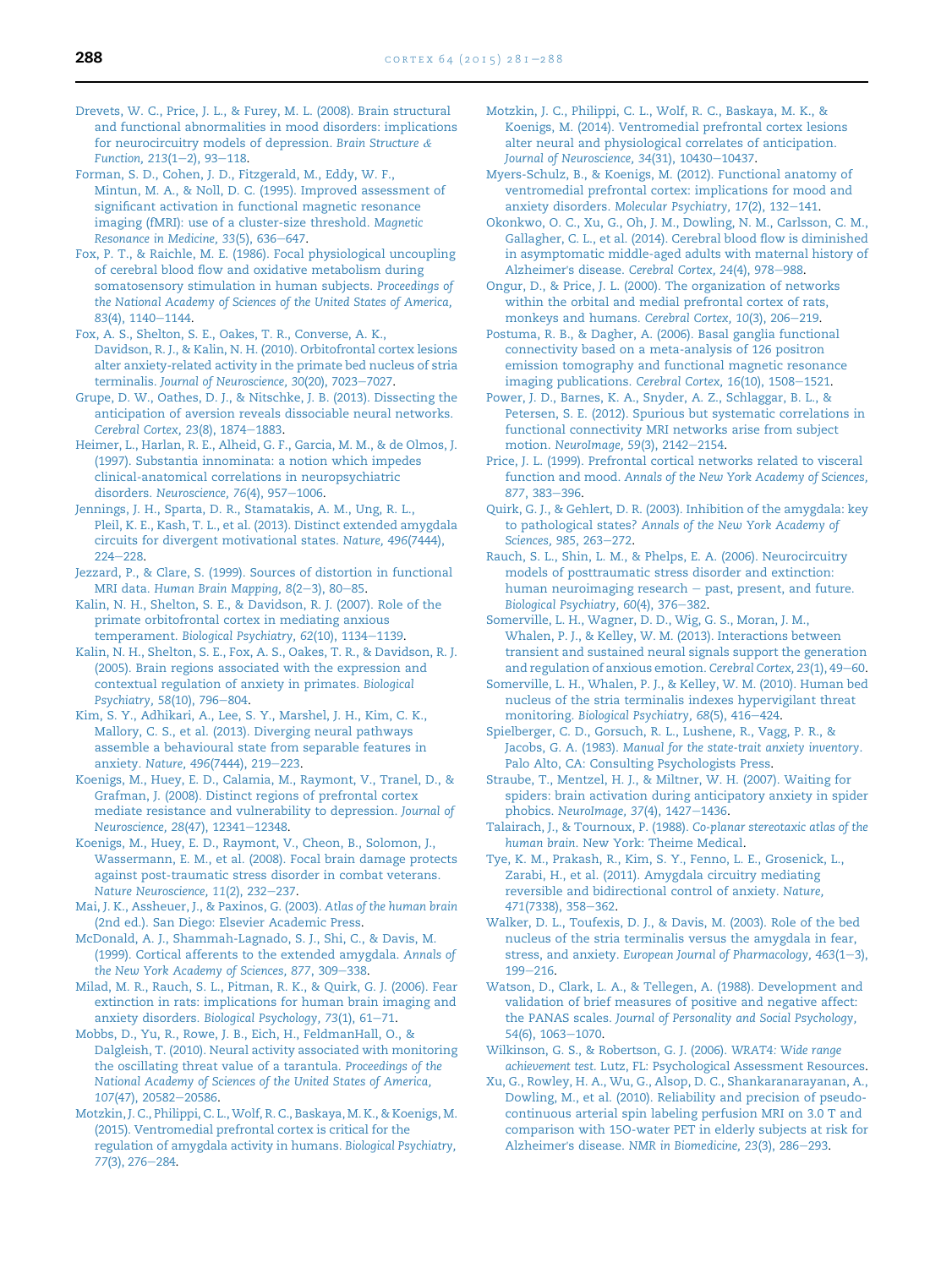Drevets, W. C., Price, J. L., & Furey, M. L. (2008). Brain structural and functional abnormalities in mood disorders: implications for neurocircuitry models of depression. *Brain Structure & Function, 213*(1–2), 93–118.

Forman, S. D., Cohen, J. D., Fitzgerald, M., Eddy, W. F., Mintun, M. A., & Noll, D. C. (1995). Improved assessment of significant activation in functional magnetic resonance imaging (fMRI): use of a cluster-size threshold. *Magnetic Resonance in Medicine, 33*(5), 636–647.

Fox, P. T., & Raichle, M. E. (1986). Focal physiological uncoupling of cerebral blood flow and oxidative metabolism during somatosensory stimulation in human subjects. *Proceedings of the National Academy of Sciences of the United States of America, 83*(4), 1140–1144.

Fox, A. S., Shelton, S. E., Oakes, T. R., Converse, A. K., Davidson, R. J., & Kalin, N. H. (2010). Orbitofrontal cortex lesions alter anxiety-related activity in the primate bed nucleus of stria terminalis. *Journal of Neuroscience, 30*(20), 7023–7027.

Grupe, D. W., Oathes, D. J., & Nitschke, J. B. (2013). Dissecting the anticipation of aversion reveals dissociable neural networks. *Cerebral Cortex, 23*(8), 1874–1883.

Heimer, L., Harlan, R. E., Alheid, G. F., Garcia, M. M., & de Olmos, J. (1997). Substantia innominata: a notion which impedes clinical-anatomical correlations in neuropsychiatric disorders. *Neuroscience, 76*(4), 957–1006.

Jennings, J. H., Sparta, D. R., Stamatakis, A. M., Ung, R. L., Pleil, K. E., Kash, T. L., et al. (2013). Distinct extended amygdala circuits for divergent motivational states. *Nature, 496*(7444), 224–228.

Jezzard, P., & Clare, S. (1999). Sources of distortion in functional MRI data. *Human Brain Mapping, 8*(2–3), 80–85.

Kalin, N. H., Shelton, S. E., & Davidson, R. J. (2007). Role of the primate orbitofrontal cortex in mediating anxious temperament. *Biological Psychiatry, 62*(10), 1134–1139.

Kalin, N. H., Shelton, S. E., Fox, A. S., Oakes, T. R., & Davidson, R. J. (2005). Brain regions associated with the expression and contextual regulation of anxiety in primates. *Biological Psychiatry, 58*(10), 796–804.

Kim, S. Y., Adhikari, A., Lee, S. Y., Marshel, J. H., Kim, C. K., Mallory, C. S., et al. (2013). Diverging neural pathways assemble a behavioural state from separable features in anxiety. *Nature, 496*(7444), 219–223.

Koenigs, M., Huey, E. D., Calamia, M., Raymont, V., Tranel, D., & Grafman, J. (2008). Distinct regions of prefrontal cortex mediate resistance and vulnerability to depression. *Journal of Neuroscience, 28*(47), 12341–12348.

Koenigs, M., Huey, E. D., Raymont, V., Cheon, B., Solomon, J., Wassermann, E. M., et al. (2008). Focal brain damage protects against post-traumatic stress disorder in combat veterans. *Nature Neuroscience, 11*(2), 232–237.

Mai, J. K., Assheuer, J., & Paxinos, G. (2003). *Atlas of the human brain* (2nd ed.). San Diego: Elsevier Academic Press.

McDonald, A. J., Shammah-Lagnado, S. J., Shi, C., & Davis, M. (1999). Cortical afferents to the extended amygdala. *Annals of the New York Academy of Sciences, 877*, 309–338.

Milad, M. R., Rauch, S. L., Pitman, R. K., & Quirk, G. J. (2006). Fear extinction in rats: implications for human brain imaging and anxiety disorders. *Biological Psychology, 73*(1), 61–71.

Mobbs, D., Yu, R., Rowe, J. B., Eich, H., FeldmanHall, O., & Dalgleish, T. (2010). Neural activity associated with monitoring the oscillating threat value of a tarantula. *Proceedings of the National Academy of Sciences of the United States of America, 107*(47), 20582–20586.

Motzkin, J. C., Philippi, C. L., Wolf, R. C., Baskaya, M. K., & Koenigs, M. (2015). Ventromedial prefrontal cortex is critical for the regulation of amygdala activity in humans. *Biological Psychiatry, 77*(3), 276–284.

Motzkin, J. C., Philippi, C. L., Wolf, R. C., Baskaya, M. K., & Koenigs, M. (2014). Ventromedial prefrontal cortex lesions alter neural and physiological correlates of anticipation. *Journal of Neuroscience, 34*(31), 10430–10437.

Myers-Schulz, B., & Koenigs, M. (2012). Functional anatomy of ventromedial prefrontal cortex: implications for mood and anxiety disorders. *Molecular Psychiatry, 17*(2), 132–141.

Okonkwo, O. C., Xu, G., Oh, J. M., Dowling, N. M., Carlsson, C. M., Gallagher, C. L., et al. (2014). Cerebral blood flow is diminished in asymptomatic middle-aged adults with maternal history of Alzheimer's disease. *Cerebral Cortex, 24*(4), 978–988.

Ongur, D., & Price, J. L. (2000). The organization of networks within the orbital and medial prefrontal cortex of rats, monkeys and humans. *Cerebral Cortex, 10*(3), 206–219.

Postuma, R. B., & Dagher, A. (2006). Basal ganglia functional connectivity based on a meta-analysis of 126 positron emission tomography and functional magnetic resonance imaging publications. *Cerebral Cortex, 16*(10), 1508–1521.

Power, J. D., Barnes, K. A., Snyder, A. Z., Schlaggar, B. L., & Petersen, S. E. (2012). Spurious but systematic correlations in functional connectivity MRI networks arise from subject motion. *NeuroImage, 59*(3), 2142–2154.

Price, J. L. (1999). Prefrontal cortical networks related to visceral function and mood. *Annals of the New York Academy of Sciences, 877*, 383–396.

Quirk, G. J., & Gehlert, D. R. (2003). Inhibition of the amygdala: key to pathological states? *Annals of the New York Academy of Sciences, 985*, 263–272.

Rauch, S. L., Shin, L. M., & Phelps, E. A. (2006). Neurocircuitry models of posttraumatic stress disorder and extinction: human neuroimaging research – past, present, and future. *Biological Psychiatry, 60*(4), 376–382.

Somerville, L. H., Wagner, D. D., Wig, G. S., Moran, J. M., Whalen, P. J., & Kelley, W. M. (2013). Interactions between transient and sustained neural signals support the generation and regulation of anxious emotion. *Cerebral Cortex, 23*(1), 49–60.

Somerville, L. H., Whalen, P. J., & Kelley, W. M. (2010). Human bed nucleus of the stria terminalis indexes hypervigilant threat monitoring. *Biological Psychiatry, 68*(5), 416–424.

Spielberger, C. D., Gorsuch, R. L., Lushene, R., Vagg, P. R., & Jacobs, G. A. (1983). *Manual for the state-trait anxiety inventory*. Palo Alto, CA: Consulting Psychologists Press.

Straube, T., Mentzel, H. J., & Miltner, W. H. (2007). Waiting for spiders: brain activation during anticipatory anxiety in spider phobics. *NeuroImage, 37*(4), 1427–1436.

Talairach, J., & Tournoux, P. (1988). *Co-planar stereotaxic atlas of the human brain*. New York: Theime Medical.

Tye, K. M., Prakash, R., Kim, S. Y., Fenno, L. E., Grosenick, L., Zarabi, H., et al. (2011). Amygdala circuitry mediating reversible and bidirectional control of anxiety. *Nature, 471*(7338), 358–362.

Walker, D. L., Toufexis, D. J., & Davis, M. (2003). Role of the bed nucleus of the stria terminalis versus the amygdala in fear, stress, and anxiety. *European Journal of Pharmacology, 463*(1–3), 199–216.

Watson, D., Clark, L. A., & Tellegen, A. (1988). Development and validation of brief measures of positive and negative affect: the PANAS scales. *Journal of Personality and Social Psychology, 54*(6), 1063–1070.

Wilkinson, G. S., & Robertson, G. J. (2006). *WRAT4: Wide range achievement test*. Lutz, FL: Psychological Assessment Resources.

Xu, G., Rowley, H. A., Wu, G., Alsop, D. C., Shankaranarayanan, A., Dowling, M., et al. (2010). Reliability and precision of pseudo-continuous arterial spin labeling perfusion MRI on 3.0 T and comparison with 15O-water PET in elderly subjects at risk for Alzheimer's disease. *NMR in Biomedicine, 23*(3), 286–293.